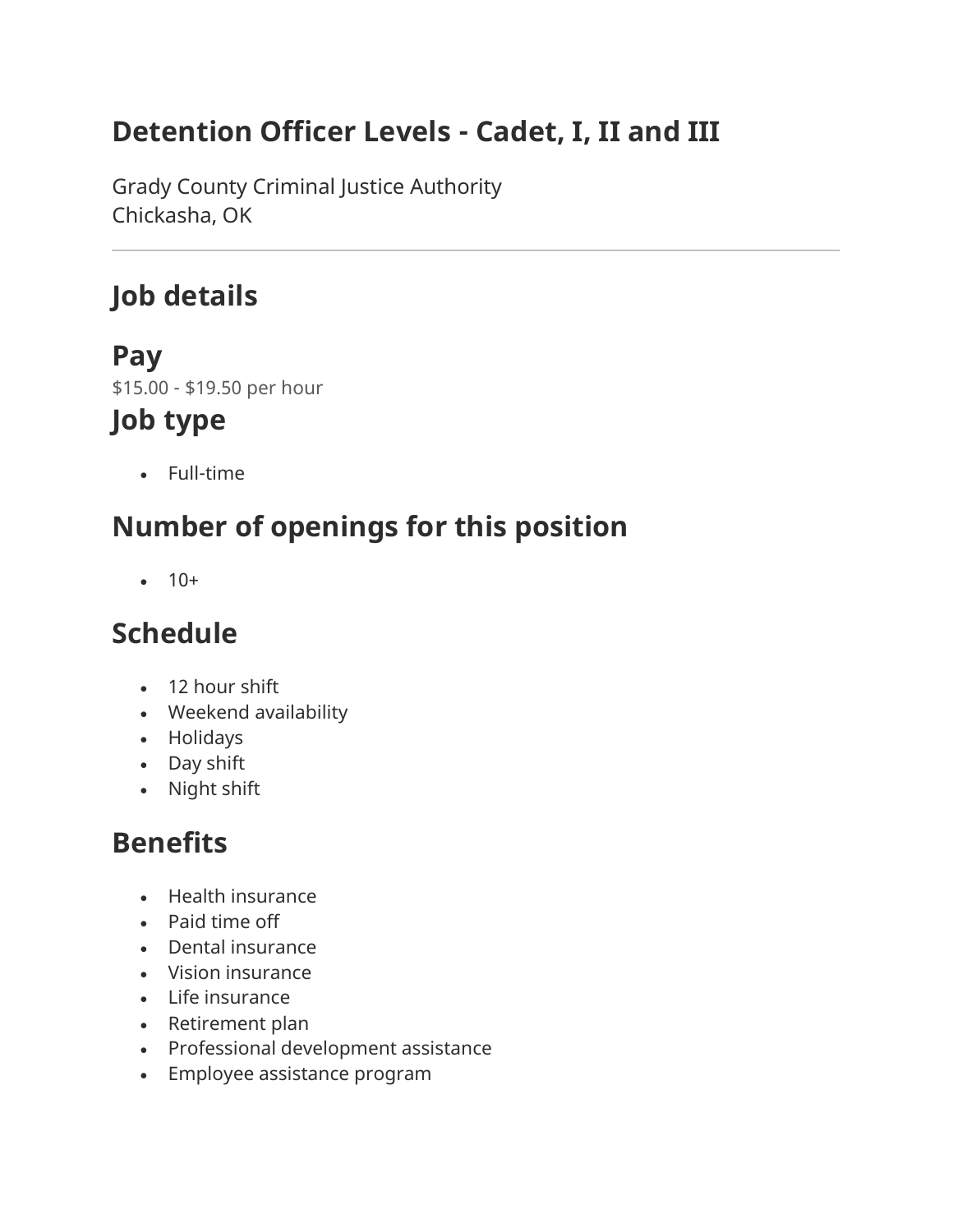# Detention Officer Levels - Cadet, I, II and III

Grady County Criminal Justice Authority
Chickasha, OK

---

## Job details

### Pay

$15.00 - $19.50 per hour

### Job type

- Full-time

### Number of openings for this position

- 10+

### Schedule

- 12 hour shift
- Weekend availability
- Holidays
- Day shift
- Night shift

### Benefits

- Health insurance
- Paid time off
- Dental insurance
- Vision insurance
- Life insurance
- Retirement plan
- Professional development assistance
- Employee assistance program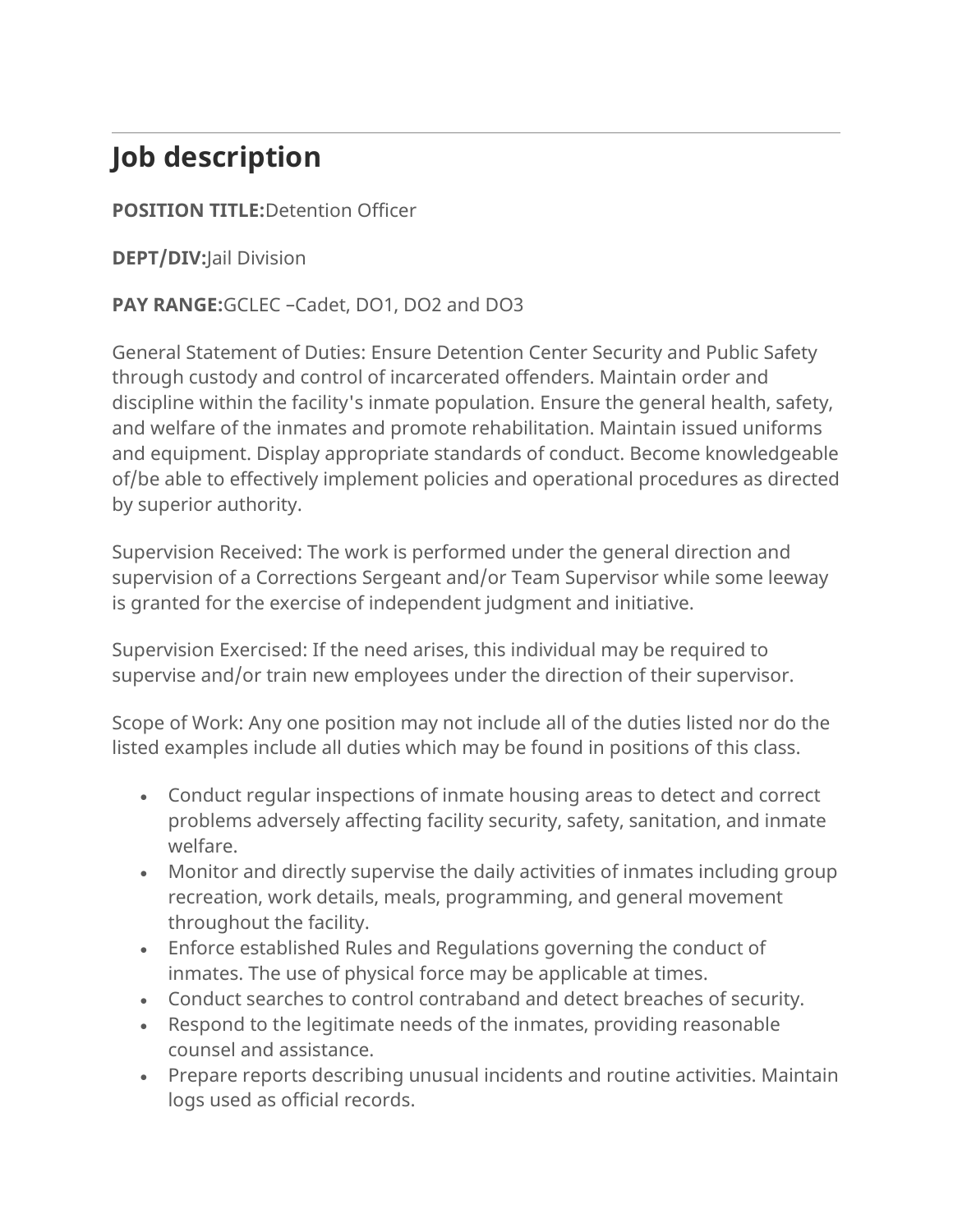---

# Job description

**POSITION TITLE:**Detention Officer

**DEPT/DIV:**Jail Division

**PAY RANGE:**GCLEC –Cadet, DO1, DO2 and DO3

General Statement of Duties: Ensure Detention Center Security and Public Safety through custody and control of incarcerated offenders. Maintain order and discipline within the facility's inmate population. Ensure the general health, safety, and welfare of the inmates and promote rehabilitation. Maintain issued uniforms and equipment. Display appropriate standards of conduct. Become knowledgeable of/be able to effectively implement policies and operational procedures as directed by superior authority.

Supervision Received: The work is performed under the general direction and supervision of a Corrections Sergeant and/or Team Supervisor while some leeway is granted for the exercise of independent judgment and initiative.

Supervision Exercised: If the need arises, this individual may be required to supervise and/or train new employees under the direction of their supervisor.

Scope of Work: Any one position may not include all of the duties listed nor do the listed examples include all duties which may be found in positions of this class.

- Conduct regular inspections of inmate housing areas to detect and correct problems adversely affecting facility security, safety, sanitation, and inmate welfare.
- Monitor and directly supervise the daily activities of inmates including group recreation, work details, meals, programming, and general movement throughout the facility.
- Enforce established Rules and Regulations governing the conduct of inmates. The use of physical force may be applicable at times.
- Conduct searches to control contraband and detect breaches of security.
- Respond to the legitimate needs of the inmates, providing reasonable counsel and assistance.
- Prepare reports describing unusual incidents and routine activities. Maintain logs used as official records.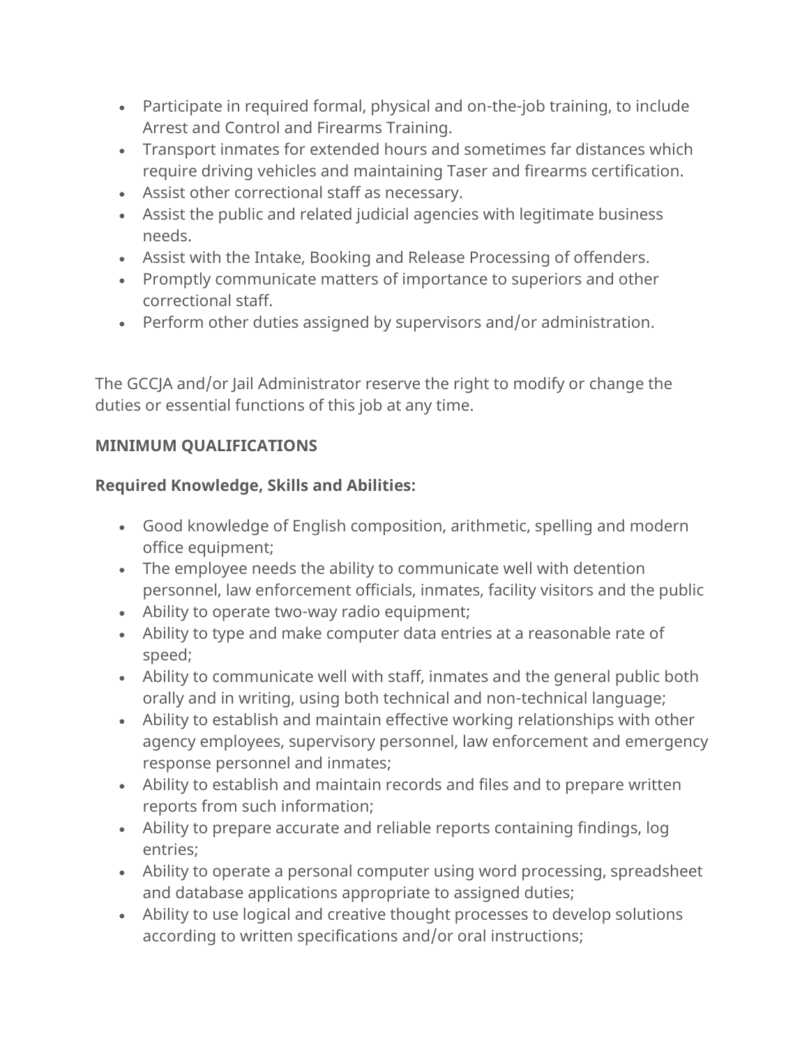- Participate in required formal, physical and on-the-job training, to include Arrest and Control and Firearms Training.
- Transport inmates for extended hours and sometimes far distances which require driving vehicles and maintaining Taser and firearms certification.
- Assist other correctional staff as necessary.
- Assist the public and related judicial agencies with legitimate business needs.
- Assist with the Intake, Booking and Release Processing of offenders.
- Promptly communicate matters of importance to superiors and other correctional staff.
- Perform other duties assigned by supervisors and/or administration.

The GCCJA and/or Jail Administrator reserve the right to modify or change the duties or essential functions of this job at any time.

**MINIMUM QUALIFICATIONS**

**Required Knowledge, Skills and Abilities:**

- Good knowledge of English composition, arithmetic, spelling and modern office equipment;
- The employee needs the ability to communicate well with detention personnel, law enforcement officials, inmates, facility visitors and the public
- Ability to operate two-way radio equipment;
- Ability to type and make computer data entries at a reasonable rate of speed;
- Ability to communicate well with staff, inmates and the general public both orally and in writing, using both technical and non-technical language;
- Ability to establish and maintain effective working relationships with other agency employees, supervisory personnel, law enforcement and emergency response personnel and inmates;
- Ability to establish and maintain records and files and to prepare written reports from such information;
- Ability to prepare accurate and reliable reports containing findings, log entries;
- Ability to operate a personal computer using word processing, spreadsheet and database applications appropriate to assigned duties;
- Ability to use logical and creative thought processes to develop solutions according to written specifications and/or oral instructions;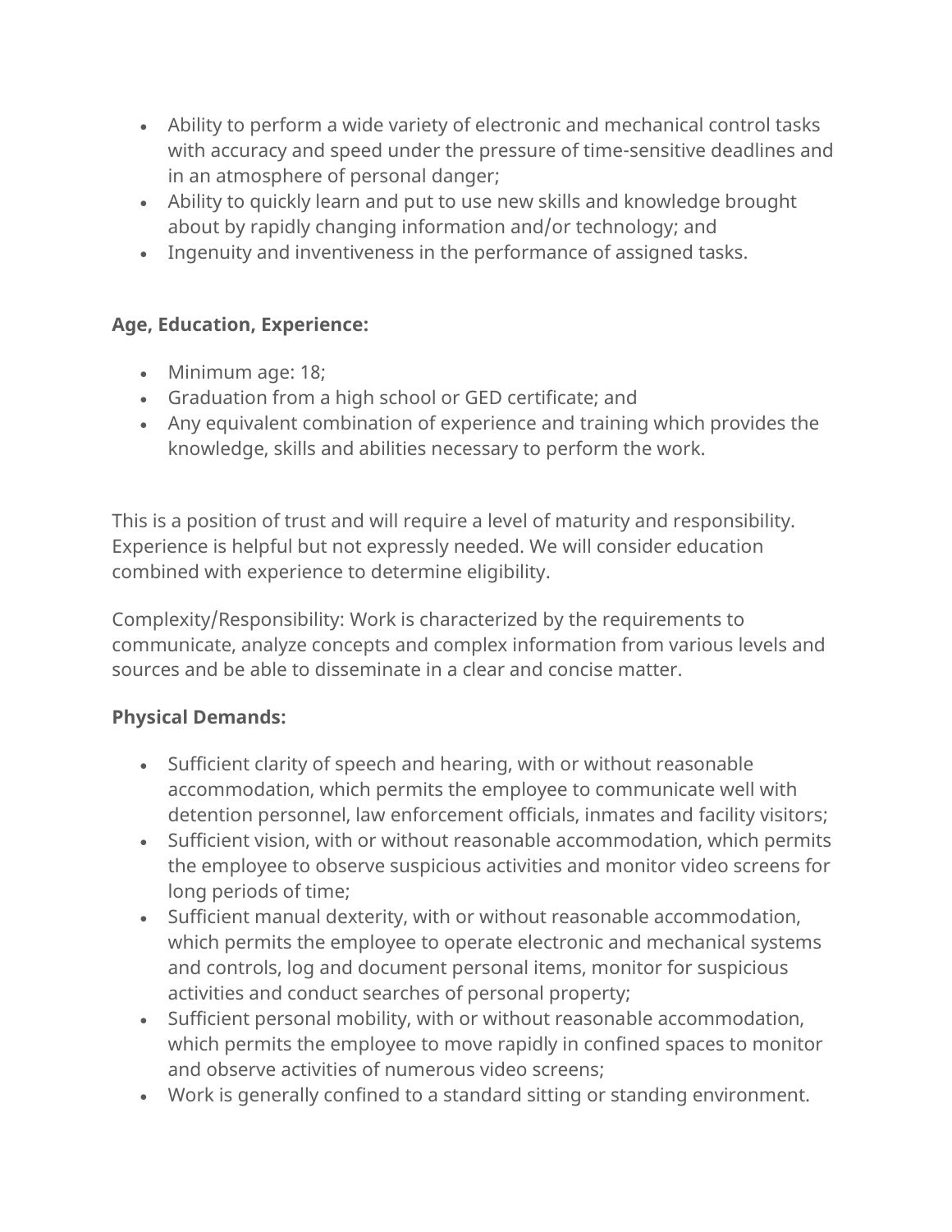- Ability to perform a wide variety of electronic and mechanical control tasks with accuracy and speed under the pressure of time-sensitive deadlines and in an atmosphere of personal danger;
- Ability to quickly learn and put to use new skills and knowledge brought about by rapidly changing information and/or technology; and
- Ingenuity and inventiveness in the performance of assigned tasks.

**Age, Education, Experience:**

- Minimum age: 18;
- Graduation from a high school or GED certificate; and
- Any equivalent combination of experience and training which provides the knowledge, skills and abilities necessary to perform the work.

This is a position of trust and will require a level of maturity and responsibility. Experience is helpful but not expressly needed. We will consider education combined with experience to determine eligibility.

Complexity/Responsibility: Work is characterized by the requirements to communicate, analyze concepts and complex information from various levels and sources and be able to disseminate in a clear and concise matter.

**Physical Demands:**

- Sufficient clarity of speech and hearing, with or without reasonable accommodation, which permits the employee to communicate well with detention personnel, law enforcement officials, inmates and facility visitors;
- Sufficient vision, with or without reasonable accommodation, which permits the employee to observe suspicious activities and monitor video screens for long periods of time;
- Sufficient manual dexterity, with or without reasonable accommodation, which permits the employee to operate electronic and mechanical systems and controls, log and document personal items, monitor for suspicious activities and conduct searches of personal property;
- Sufficient personal mobility, with or without reasonable accommodation, which permits the employee to move rapidly in confined spaces to monitor and observe activities of numerous video screens;
- Work is generally confined to a standard sitting or standing environment.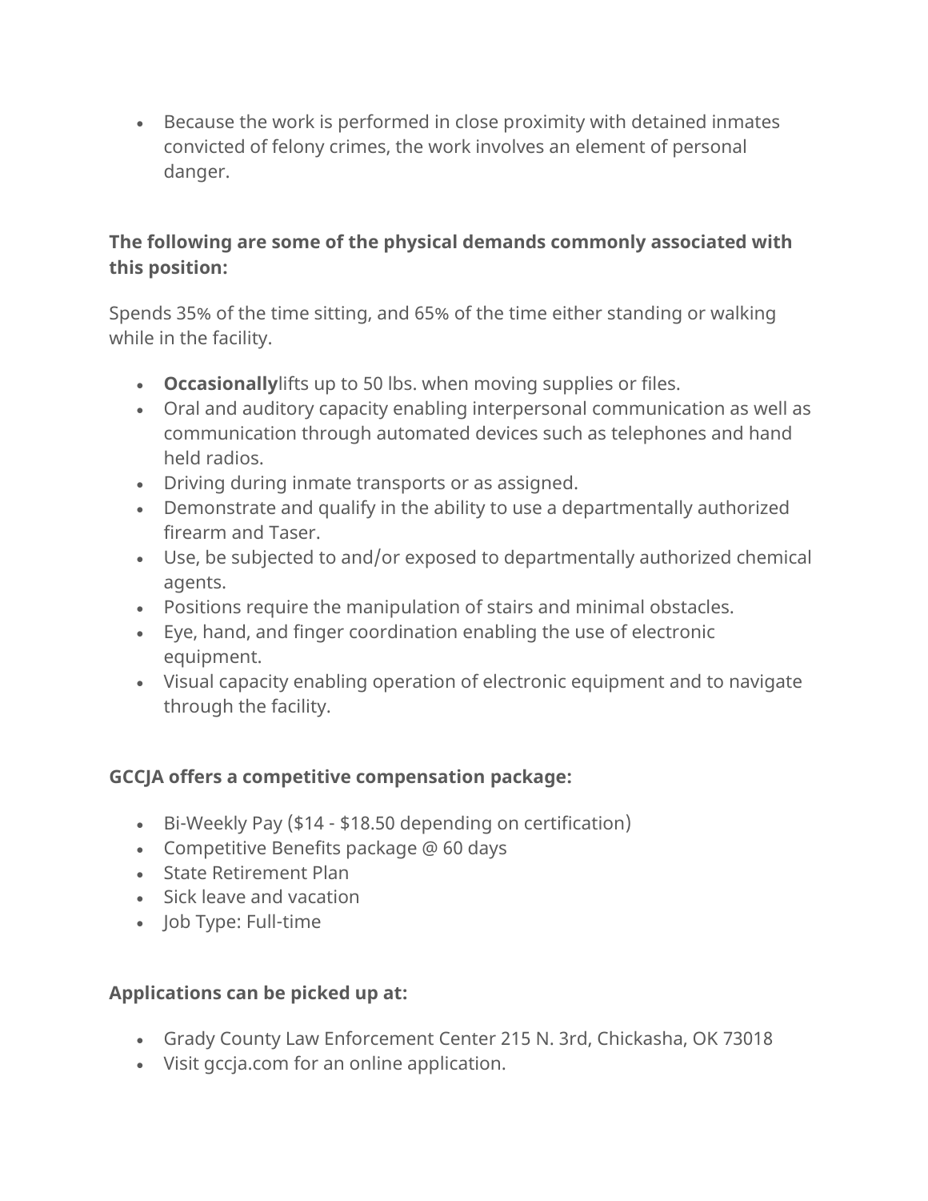- Because the work is performed in close proximity with detained inmates convicted of felony crimes, the work involves an element of personal danger.

**The following are some of the physical demands commonly associated with this position:**

Spends 35% of the time sitting, and 65% of the time either standing or walking while in the facility.

- **Occasionally**lifts up to 50 lbs. when moving supplies or files.
- Oral and auditory capacity enabling interpersonal communication as well as communication through automated devices such as telephones and hand held radios.
- Driving during inmate transports or as assigned.
- Demonstrate and qualify in the ability to use a departmentally authorized firearm and Taser.
- Use, be subjected to and/or exposed to departmentally authorized chemical agents.
- Positions require the manipulation of stairs and minimal obstacles.
- Eye, hand, and finger coordination enabling the use of electronic equipment.
- Visual capacity enabling operation of electronic equipment and to navigate through the facility.

**GCCJA offers a competitive compensation package:**

- Bi-Weekly Pay ($14 - $18.50 depending on certification)
- Competitive Benefits package @ 60 days
- State Retirement Plan
- Sick leave and vacation
- Job Type: Full-time

**Applications can be picked up at:**

- Grady County Law Enforcement Center 215 N. 3rd, Chickasha, OK 73018
- Visit gccja.com for an online application.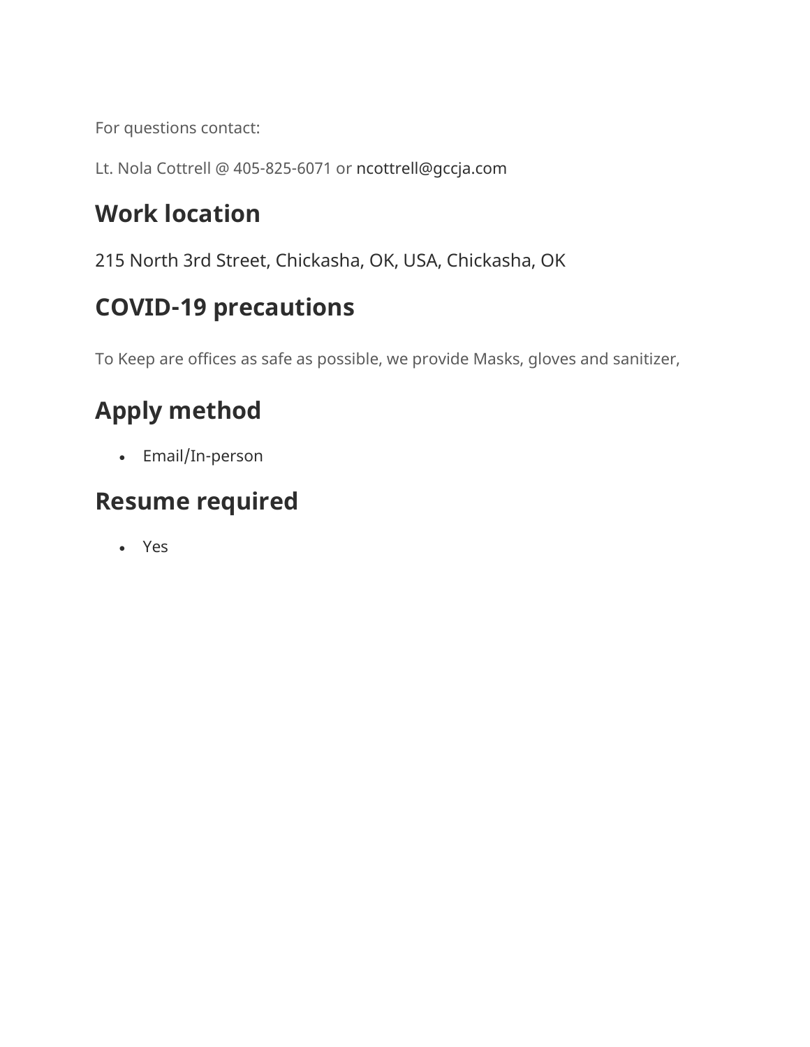For questions contact:

Lt. Nola Cottrell @ 405-825-6071 or ncottrell@gccja.com

## Work location

215 North 3rd Street, Chickasha, OK, USA, Chickasha, OK

## COVID-19 precautions

To Keep are offices as safe as possible, we provide Masks, gloves and sanitizer,

## Apply method

- Email/In-person

## Resume required

- Yes